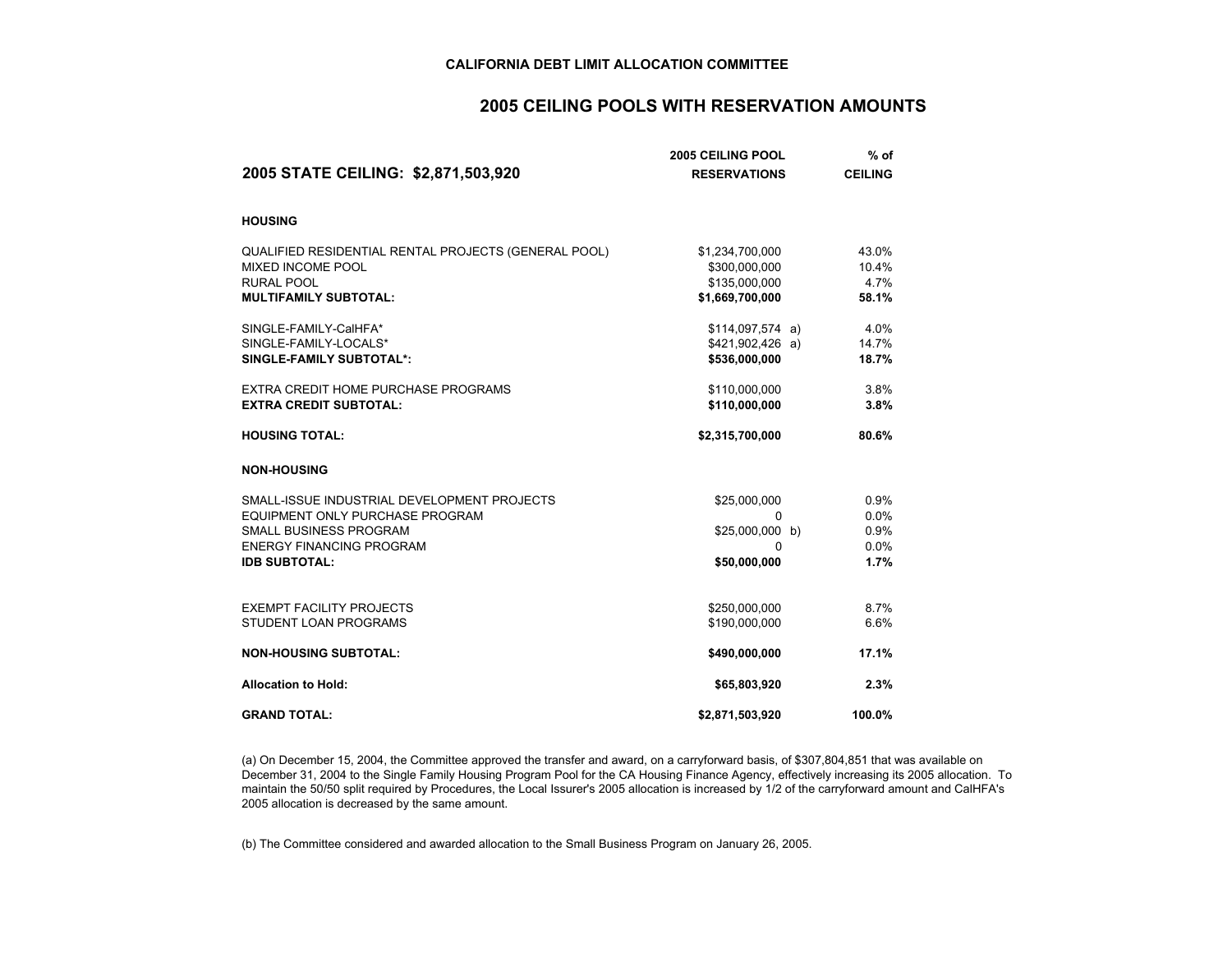**CALIFORNIA DEBT LIMIT ALLOCATION COMMITTEE**

## 2005 CEILING POOLS WITH RESERVATION AMOUNTS

| **2005 STATE CEILING: $2,871,503,920** | **2005 CEILING POOL RESERVATIONS** | | **% of CEILING** |
|---|---|---|---|
| **HOUSING** | | | |
| QUALIFIED RESIDENTIAL RENTAL PROJECTS (GENERAL POOL) | $1,234,700,000 | | 43.0% |
| MIXED INCOME POOL | $300,000,000 | | 10.4% |
| RURAL POOL | $135,000,000 | | 4.7% |
| **MULTIFAMILY SUBTOTAL:** | **$1,669,700,000** | | **58.1%** |
| SINGLE-FAMILY-CalHFA* | $114,097,574 | a) | 4.0% |
| SINGLE-FAMILY-LOCALS* | $421,902,426 | a) | 14.7% |
| **SINGLE-FAMILY SUBTOTAL*:** | **$536,000,000** | | **18.7%** |
| EXTRA CREDIT HOME PURCHASE PROGRAMS | $110,000,000 | | 3.8% |
| **EXTRA CREDIT SUBTOTAL:** | **$110,000,000** | | **3.8%** |
| **HOUSING TOTAL:** | **$2,315,700,000** | | **80.6%** |
| **NON-HOUSING** | | | |
| SMALL-ISSUE INDUSTRIAL DEVELOPMENT PROJECTS | $25,000,000 | | 0.9% |
| EQUIPMENT ONLY PURCHASE PROGRAM | 0 | | 0.0% |
| SMALL BUSINESS PROGRAM | $25,000,000 | b) | 0.9% |
| ENERGY FINANCING PROGRAM | 0 | | 0.0% |
| **IDB SUBTOTAL:** | **$50,000,000** | | **1.7%** |
| EXEMPT FACILITY PROJECTS | $250,000,000 | | 8.7% |
| STUDENT LOAN PROGRAMS | $190,000,000 | | 6.6% |
| **NON-HOUSING SUBTOTAL:** | **$490,000,000** | | **17.1%** |
| **Allocation to Hold:** | **$65,803,920** | | **2.3%** |
| **GRAND TOTAL:** | **$2,871,503,920** | | **100.0%** |

(a) On December 15, 2004, the Committee approved the transfer and award, on a carryforward basis, of $307,804,851 that was available on December 31, 2004 to the Single Family Housing Program Pool for the CA Housing Finance Agency, effectively increasing its 2005 allocation. To maintain the 50/50 split required by Procedures, the Local Issurer's 2005 allocation is increased by 1/2 of the carryforward amount and CalHFA's 2005 allocation is decreased by the same amount.

(b) The Committee considered and awarded allocation to the Small Business Program on January 26, 2005.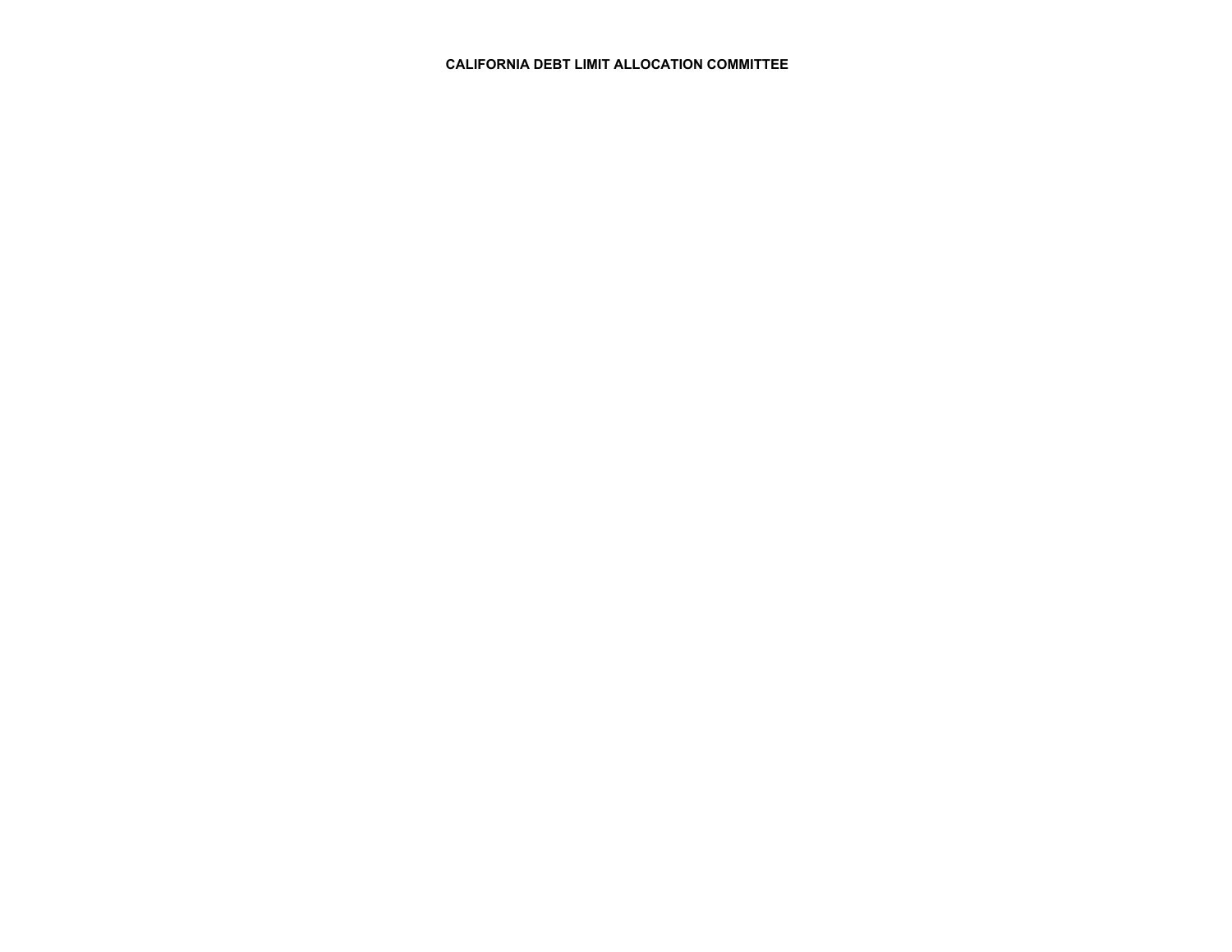**CALIFORNIA DEBT LIMIT ALLOCATION COMMITTEE**